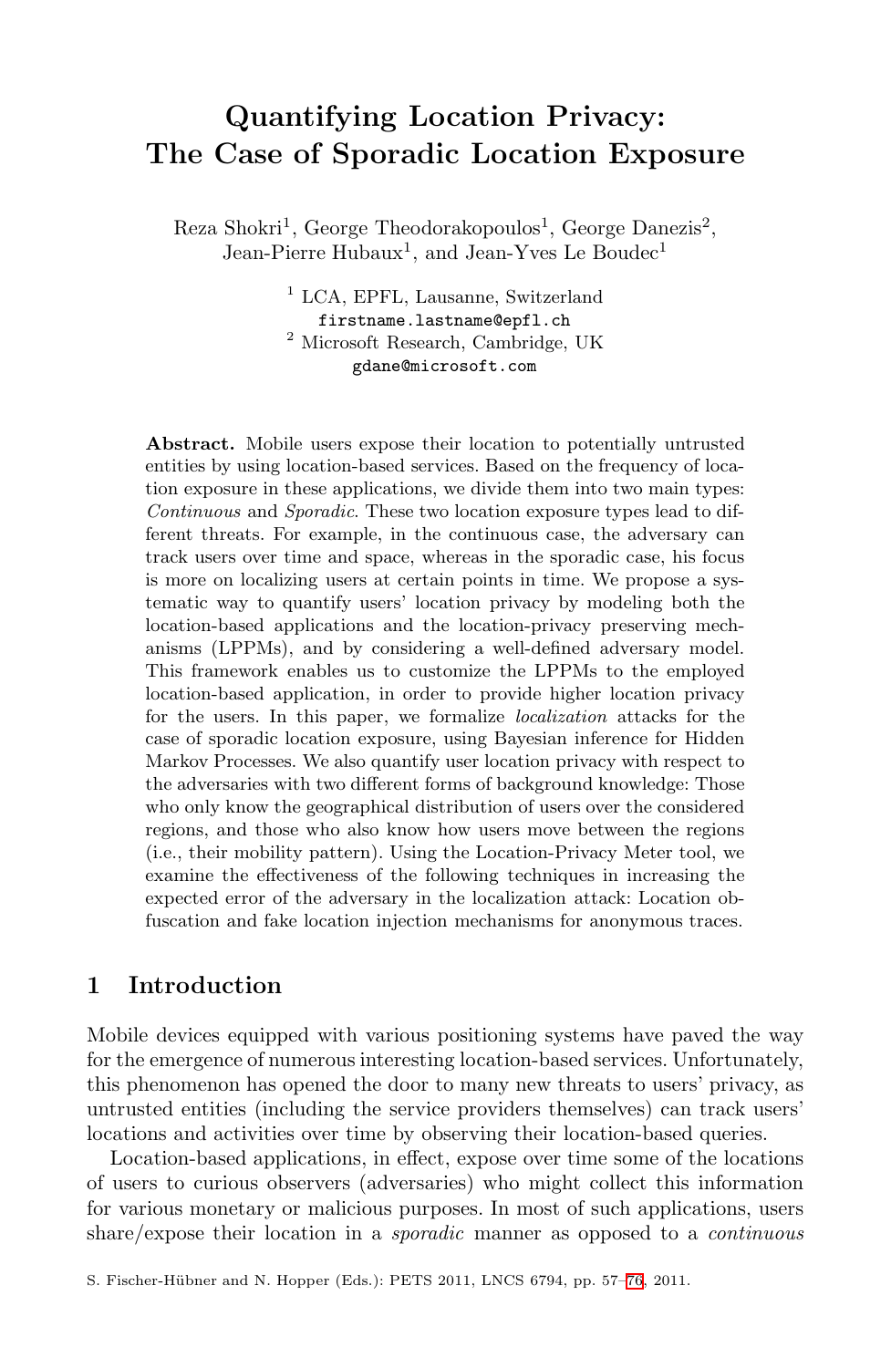# Quantifying Location Privacy: The Case of Sporadic Location Exposure

Reza Shokri[1], George Theodorakopoulos[1], George Danezis[2], Jean-Pierre Hubaux[1], and Jean-Yves Le Boudec[1]

[1] LCA, EPFL, Lausanne, Switzerland
firstname.lastname@epfl.ch
[2] Microsoft Research, Cambridge, UK
gdane@microsoft.com

**Abstract.** Mobile users expose their location to potentially untrusted entities by using location-based services. Based on the frequency of location exposure in these applications, we divide them into two main types: *Continuous* and *Sporadic*. These two location exposure types lead to different threats. For example, in the continuous case, the adversary can track users over time and space, whereas in the sporadic case, his focus is more on localizing users at certain points in time. We propose a systematic way to quantify users' location privacy by modeling both the location-based applications and the location-privacy preserving mechanisms (LPPMs), and by considering a well-defined adversary model. This framework enables us to customize the LPPMs to the employed location-based application, in order to provide higher location privacy for the users. In this paper, we formalize *localization* attacks for the case of sporadic location exposure, using Bayesian inference for Hidden Markov Processes. We also quantify user location privacy with respect to the adversaries with two different forms of background knowledge: Those who only know the geographical distribution of users over the considered regions, and those who also know how users move between the regions (i.e., their mobility pattern). Using the Location-Privacy Meter tool, we examine the effectiveness of the following techniques in increasing the expected error of the adversary in the localization attack: Location obfuscation and fake location injection mechanisms for anonymous traces.

## 1 Introduction

Mobile devices equipped with various positioning systems have paved the way for the emergence of numerous interesting location-based services. Unfortunately, this phenomenon has opened the door to many new threats to users' privacy, as untrusted entities (including the service providers themselves) can track users' locations and activities over time by observing their location-based queries.

Location-based applications, in effect, expose over time some of the locations of users to curious observers (adversaries) who might collect this information for various monetary or malicious purposes. In most of such applications, users share/expose their location in a *sporadic* manner as opposed to a *continuous*

S. Fischer-Hübner and N. Hopper (Eds.): PETS 2011, LNCS 6794, pp. 57–76, 2011.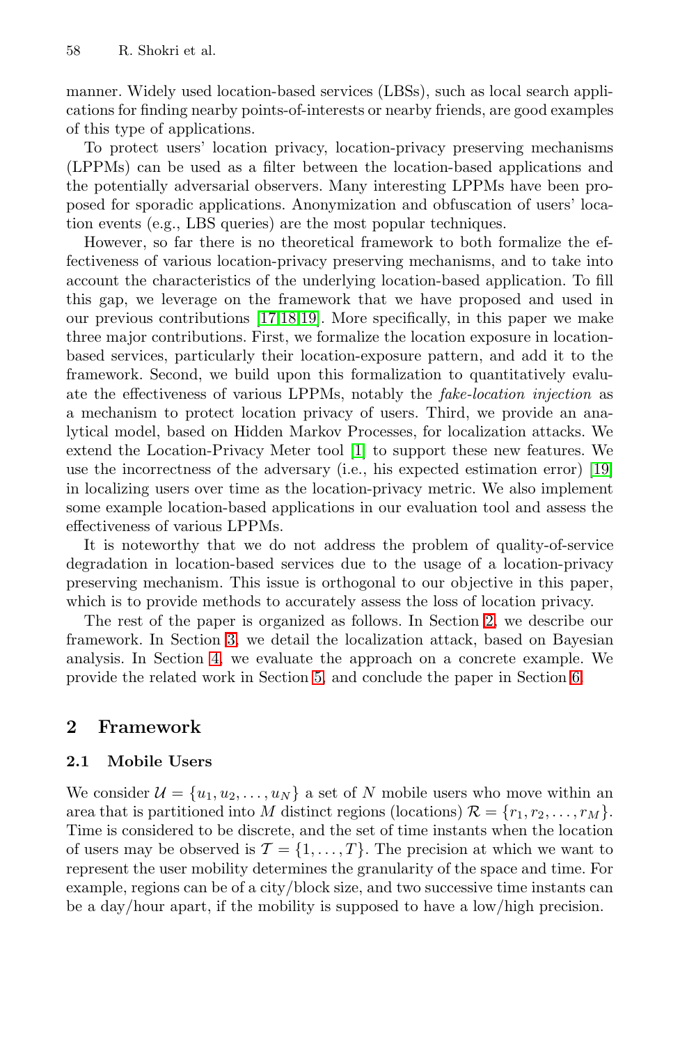manner. Widely used location-based services (LBSs), such as local search applications for finding nearby points-of-interests or nearby friends, are good examples of this type of applications.

To protect users' location privacy, location-privacy preserving mechanisms (LPPMs) can be used as a filter between the location-based applications and the potentially adversarial observers. Many interesting LPPMs have been proposed for sporadic applications. Anonymization and obfuscation of users' location events (e.g., LBS queries) are the most popular techniques.

However, so far there is no theoretical framework to both formalize the effectiveness of various location-privacy preserving mechanisms, and to take into account the characteristics of the underlying location-based application. To fill this gap, we leverage on the framework that we have proposed and used in our previous contributions [17,18,19]. More specifically, in this paper we make three major contributions. First, we formalize the location exposure in location-based services, particularly their location-exposure pattern, and add it to the framework. Second, we build upon this formalization to quantitatively evaluate the effectiveness of various LPPMs, notably the *fake-location injection* as a mechanism to protect location privacy of users. Third, we provide an analytical model, based on Hidden Markov Processes, for localization attacks. We extend the Location-Privacy Meter tool [1] to support these new features. We use the incorrectness of the adversary (i.e., his expected estimation error) [19] in localizing users over time as the location-privacy metric. We also implement some example location-based applications in our evaluation tool and assess the effectiveness of various LPPMs.

It is noteworthy that we do not address the problem of quality-of-service degradation in location-based services due to the usage of a location-privacy preserving mechanism. This issue is orthogonal to our objective in this paper, which is to provide methods to accurately assess the loss of location privacy.

The rest of the paper is organized as follows. In Section 2, we describe our framework. In Section 3, we detail the localization attack, based on Bayesian analysis. In Section 4, we evaluate the approach on a concrete example. We provide the related work in Section 5, and conclude the paper in Section 6.

## 2 Framework

### 2.1 Mobile Users

We consider $\mathcal{U} = \{u_1, u_2, \ldots, u_N\}$ a set of $N$ mobile users who move within an area that is partitioned into $M$ distinct regions (locations) $\mathcal{R} = \{r_1, r_2, \ldots, r_M\}$. Time is considered to be discrete, and the set of time instants when the location of users may be observed is $\mathcal{T} = \{1, \ldots, T\}$. The precision at which we want to represent the user mobility determines the granularity of the space and time. For example, regions can be of a city/block size, and two successive time instants can be a day/hour apart, if the mobility is supposed to have a low/high precision.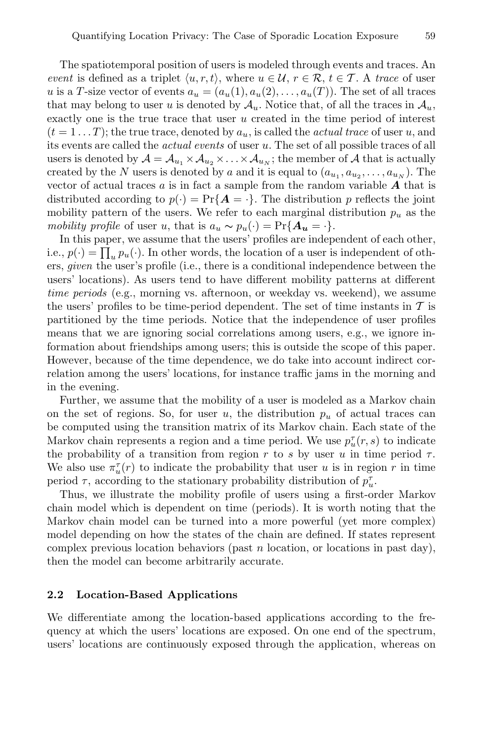The spatiotemporal position of users is modeled through events and traces. An *event* is defined as a triplet $\langle u, r, t \rangle$, where $u \in \mathcal{U}$, $r \in \mathcal{R}$, $t \in \mathcal{T}$. A *trace* of user $u$ is a $T$-size vector of events $a_u = (a_u(1), a_u(2), \ldots, a_u(T))$. The set of all traces that may belong to user $u$ is denoted by $\mathcal{A}_u$. Notice that, of all the traces in $\mathcal{A}_u$, exactly one is the true trace that user $u$ created in the time period of interest ($t = 1 \ldots T$); the true trace, denoted by $a_u$, is called the *actual trace* of user $u$, and its events are called the *actual events* of user $u$. The set of all possible traces of all users is denoted by $\mathcal{A} = \mathcal{A}_{u_1} \times \mathcal{A}_{u_2} \times \ldots \times \mathcal{A}_{u_N}$; the member of $\mathcal{A}$ that is actually created by the $N$ users is denoted by $a$ and it is equal to $(a_{u_1}, a_{u_2}, \ldots, a_{u_N})$. The vector of actual traces $a$ is in fact a sample from the random variable $\boldsymbol{A}$ that is distributed according to $p(\cdot) = \Pr\{\boldsymbol{A} = \cdot\}$. The distribution $p$ reflects the joint mobility pattern of the users. We refer to each marginal distribution $p_u$ as the *mobility profile* of user $u$, that is $a_u \sim p_u(\cdot) = \Pr\{\boldsymbol{A_u} = \cdot\}$.

In this paper, we assume that the users' profiles are independent of each other, i.e., $p(\cdot) = \prod_u p_u(\cdot)$. In other words, the location of a user is independent of others, *given* the user's profile (i.e., there is a conditional independence between the users' locations). As users tend to have different mobility patterns at different *time periods* (e.g., morning vs. afternoon, or weekday vs. weekend), we assume the users' profiles to be time-period dependent. The set of time instants in $\mathcal{T}$ is partitioned by the time periods. Notice that the independence of user profiles means that we are ignoring social correlations among users, e.g., we ignore information about friendships among users; this is outside the scope of this paper. However, because of the time dependence, we do take into account indirect correlation among the users' locations, for instance traffic jams in the morning and in the evening.

Further, we assume that the mobility of a user is modeled as a Markov chain on the set of regions. So, for user $u$, the distribution $p_u$ of actual traces can be computed using the transition matrix of its Markov chain. Each state of the Markov chain represents a region and a time period. We use $p_u^\tau(r, s)$ to indicate the probability of a transition from region $r$ to $s$ by user $u$ in time period $\tau$. We also use $\pi_u^\tau(r)$ to indicate the probability that user $u$ is in region $r$ in time period $\tau$, according to the stationary probability distribution of $p_u^\tau$.

Thus, we illustrate the mobility profile of users using a first-order Markov chain model which is dependent on time (periods). It is worth noting that the Markov chain model can be turned into a more powerful (yet more complex) model depending on how the states of the chain are defined. If states represent complex previous location behaviors (past $n$ location, or locations in past day), then the model can become arbitrarily accurate.

### 2.2 Location-Based Applications

We differentiate among the location-based applications according to the frequency at which the users' locations are exposed. On one end of the spectrum, users' locations are continuously exposed through the application, whereas on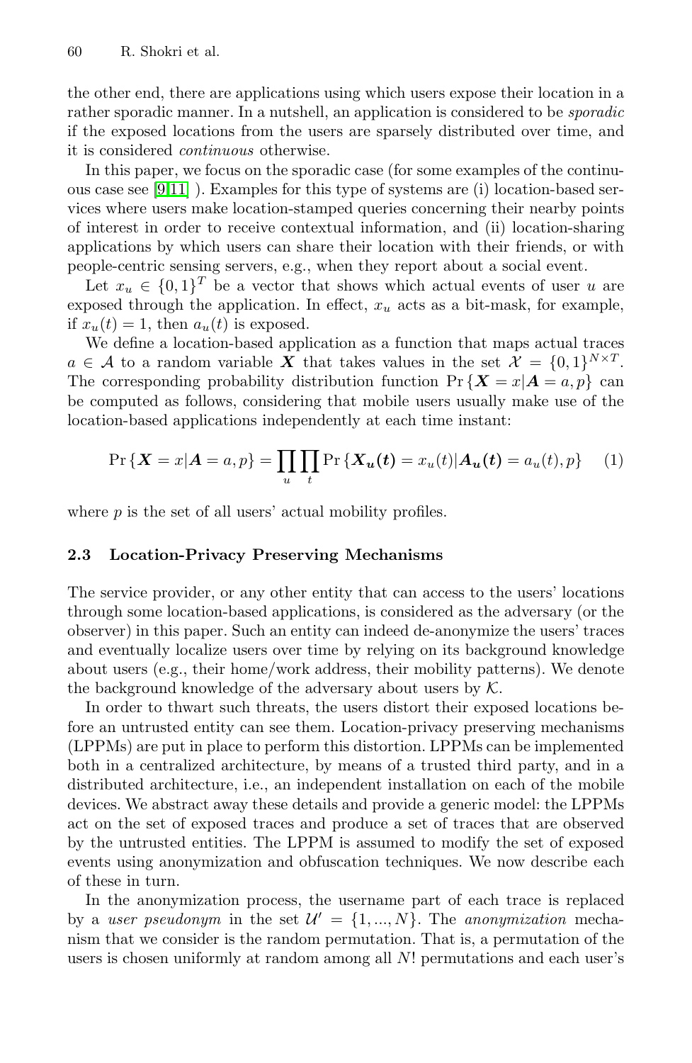the other end, there are applications using which users expose their location in a rather sporadic manner. In a nutshell, an application is considered to be *sporadic* if the exposed locations from the users are sparsely distributed over time, and it is considered *continuous* otherwise.

In this paper, we focus on the sporadic case (for some examples of the continuous case see [9,11] ). Examples for this type of systems are (i) location-based services where users make location-stamped queries concerning their nearby points of interest in order to receive contextual information, and (ii) location-sharing applications by which users can share their location with their friends, or with people-centric sensing servers, e.g., when they report about a social event.

Let $x_u \in \{0,1\}^T$ be a vector that shows which actual events of user $u$ are exposed through the application. In effect, $x_u$ acts as a bit-mask, for example, if $x_u(t) = 1$, then $a_u(t)$ is exposed.

We define a location-based application as a function that maps actual traces $a \in \mathcal{A}$ to a random variable $\boldsymbol{X}$ that takes values in the set $\mathcal{X} = \{0,1\}^{N \times T}$. The corresponding probability distribution function $\Pr\{\boldsymbol{X} = x | \boldsymbol{A} = a, p\}$ can be computed as follows, considering that mobile users usually make use of the location-based applications independently at each time instant:

$$\Pr\{\boldsymbol{X} = x | \boldsymbol{A} = a, p\} = \prod_u \prod_t \Pr\{\boldsymbol{X_u(t)} = x_u(t) | \boldsymbol{A_u(t)} = a_u(t), p\} \quad (1)$$

where $p$ is the set of all users' actual mobility profiles.

### 2.3 Location-Privacy Preserving Mechanisms

The service provider, or any other entity that can access to the users' locations through some location-based applications, is considered as the adversary (or the observer) in this paper. Such an entity can indeed de-anonymize the users' traces and eventually localize users over time by relying on its background knowledge about users (e.g., their home/work address, their mobility patterns). We denote the background knowledge of the adversary about users by $\mathcal{K}$.

In order to thwart such threats, the users distort their exposed locations before an untrusted entity can see them. Location-privacy preserving mechanisms (LPPMs) are put in place to perform this distortion. LPPMs can be implemented both in a centralized architecture, by means of a trusted third party, and in a distributed architecture, i.e., an independent installation on each of the mobile devices. We abstract away these details and provide a generic model: the LPPMs act on the set of exposed traces and produce a set of traces that are observed by the untrusted entities. The LPPM is assumed to modify the set of exposed events using anonymization and obfuscation techniques. We now describe each of these in turn.

In the anonymization process, the username part of each trace is replaced by a *user pseudonym* in the set $\mathcal{U}' = \{1, ..., N\}$. The *anonymization* mechanism that we consider is the random permutation. That is, a permutation of the users is chosen uniformly at random among all $N!$ permutations and each user's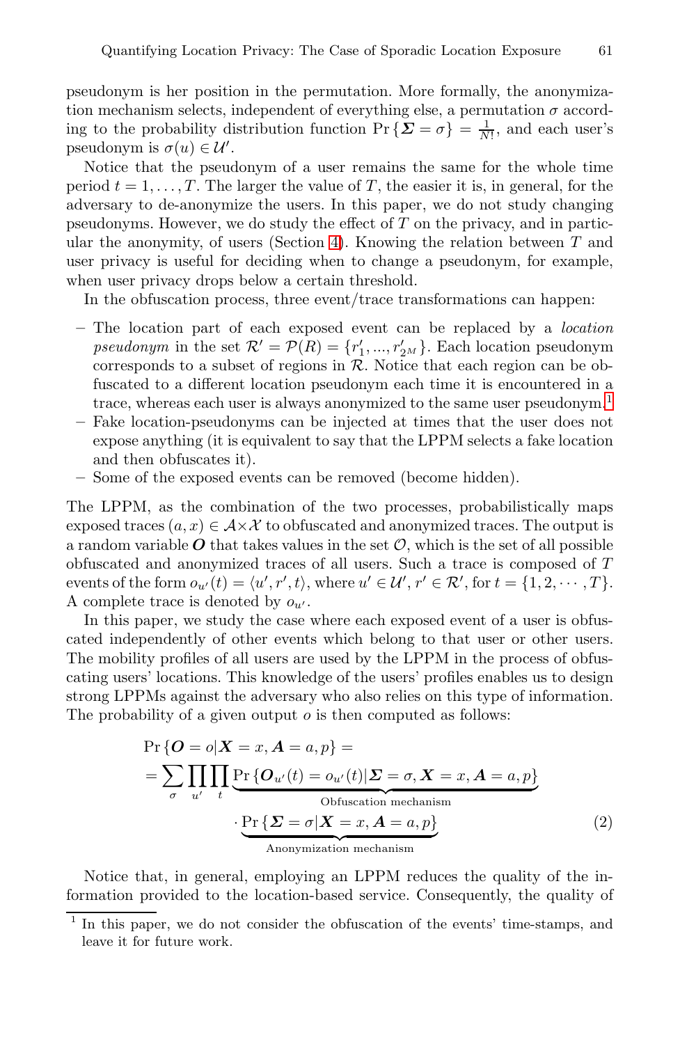pseudonym is her position in the permutation. More formally, the anonymization mechanism selects, independent of everything else, a permutation $\sigma$ according to the probability distribution function $\Pr\{\boldsymbol{\Sigma} = \sigma\} = \frac{1}{N!}$, and each user's pseudonym is $\sigma(u) \in \mathcal{U}'$.

Notice that the pseudonym of a user remains the same for the whole time period $t = 1, \ldots, T$. The larger the value of $T$, the easier it is, in general, for the adversary to de-anonymize the users. In this paper, we do not study changing pseudonyms. However, we do study the effect of $T$ on the privacy, and in particular the anonymity, of users (Section 4). Knowing the relation between $T$ and user privacy is useful for deciding when to change a pseudonym, for example, when user privacy drops below a certain threshold.

In the obfuscation process, three event/trace transformations can happen:

- The location part of each exposed event can be replaced by a *location pseudonym* in the set $\mathcal{R}' = \mathcal{P}(R) = \{r'_1, ..., r'_{2^M}\}$. Each location pseudonym corresponds to a subset of regions in $\mathcal{R}$. Notice that each region can be obfuscated to a different location pseudonym each time it is encountered in a trace, whereas each user is always anonymized to the same user pseudonym.[1]
- Fake location-pseudonyms can be injected at times that the user does not expose anything (it is equivalent to say that the LPPM selects a fake location and then obfuscates it).
- Some of the exposed events can be removed (become hidden).

The LPPM, as the combination of the two processes, probabilistically maps exposed traces $(a, x) \in \mathcal{A} \times \mathcal{X}$ to obfuscated and anonymized traces. The output is a random variable $\boldsymbol{O}$ that takes values in the set $\mathcal{O}$, which is the set of all possible obfuscated and anonymized traces of all users. Such a trace is composed of $T$ events of the form $o_{u'}(t) = \langle u', r', t \rangle$, where $u' \in \mathcal{U}'$, $r' \in \mathcal{R}'$, for $t = \{1, 2, \cdots, T\}$. A complete trace is denoted by $o_{u'}$.

In this paper, we study the case where each exposed event of a user is obfuscated independently of other events which belong to that user or other users. The mobility profiles of all users are used by the LPPM in the process of obfuscating users' locations. This knowledge of the users' profiles enables us to design strong LPPMs against the adversary who also relies on this type of information. The probability of a given output $o$ is then computed as follows:

$$
\begin{aligned}
\Pr\{\boldsymbol{O} = o | \boldsymbol{X} = x, \boldsymbol{A} = a, p\} = \\
= \sum_{\sigma} \prod_{u'} \prod_{t} \underbrace{\Pr\{\boldsymbol{O}_{u'}(t) = o_{u'}(t) | \boldsymbol{\Sigma} = \sigma, \boldsymbol{X} = x, \boldsymbol{A} = a, p\}}_{\text{Obfuscation mechanism}} \\
\cdot \underbrace{\Pr\{\boldsymbol{\Sigma} = \sigma | \boldsymbol{X} = x, \boldsymbol{A} = a, p\}}_{\text{Anonymization mechanism}}
\end{aligned}
\tag{2}
$$

Notice that, in general, employing an LPPM reduces the quality of the information provided to the location-based service. Consequently, the quality of

[1] In this paper, we do not consider the obfuscation of the events' time-stamps, and leave it for future work.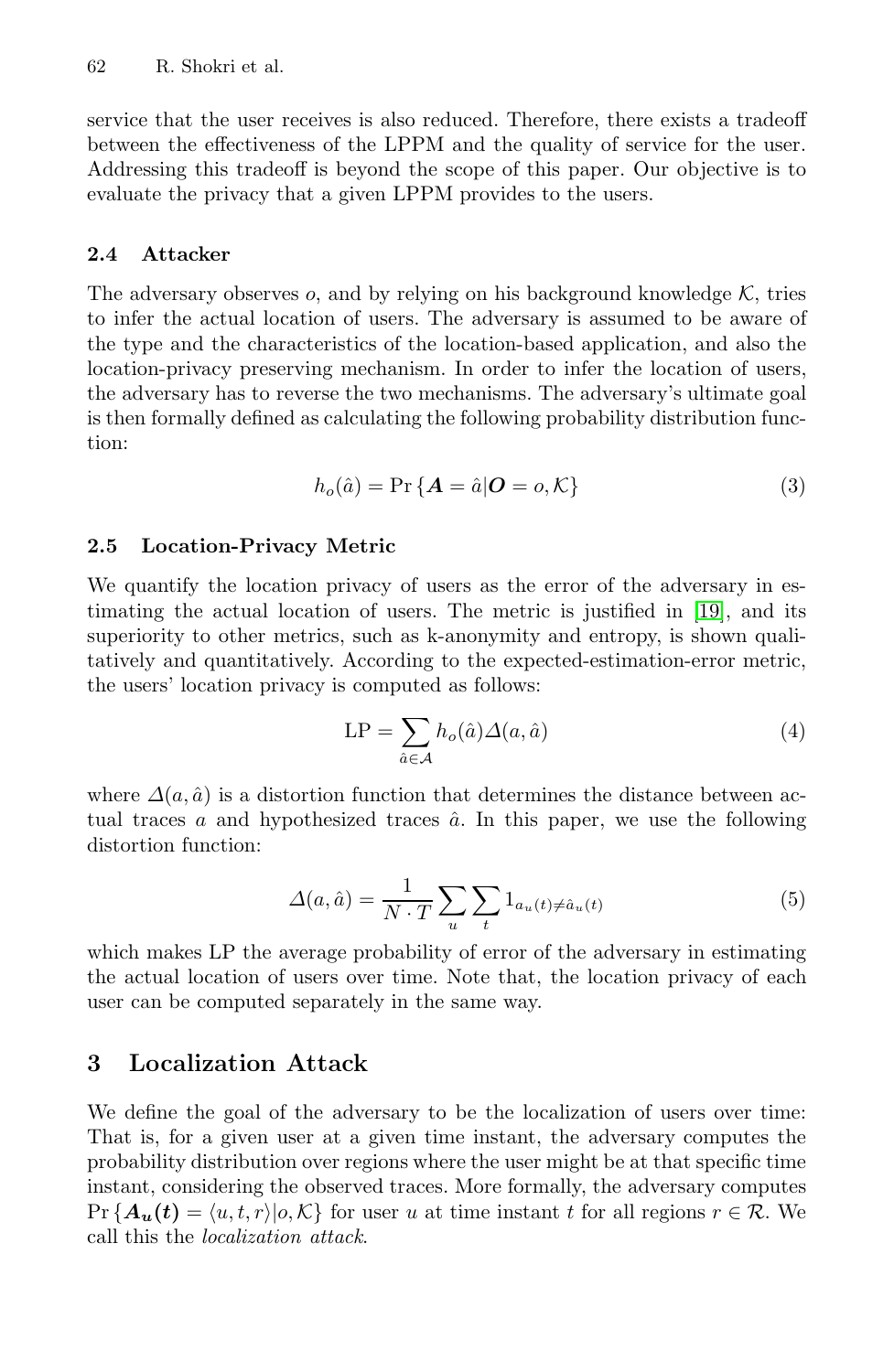service that the user receives is also reduced. Therefore, there exists a tradeoff between the effectiveness of the LPPM and the quality of service for the user. Addressing this tradeoff is beyond the scope of this paper. Our objective is to evaluate the privacy that a given LPPM provides to the users.

### 2.4 Attacker

The adversary observes $o$, and by relying on his background knowledge $\mathcal{K}$, tries to infer the actual location of users. The adversary is assumed to be aware of the type and the characteristics of the location-based application, and also the location-privacy preserving mechanism. In order to infer the location of users, the adversary has to reverse the two mechanisms. The adversary's ultimate goal is then formally defined as calculating the following probability distribution function:

$$h_o(\hat{a}) = \Pr\{\boldsymbol{A} = \hat{a} | \boldsymbol{O} = o, \mathcal{K}\} \tag{3}$$

### 2.5 Location-Privacy Metric

We quantify the location privacy of users as the error of the adversary in estimating the actual location of users. The metric is justified in [19], and its superiority to other metrics, such as k-anonymity and entropy, is shown qualitatively and quantitatively. According to the expected-estimation-error metric, the users' location privacy is computed as follows:

$$\text{LP} = \sum_{\hat{a} \in \mathcal{A}} h_o(\hat{a}) \Delta(a, \hat{a}) \tag{4}$$

where $\Delta(a, \hat{a})$ is a distortion function that determines the distance between actual traces $a$ and hypothesized traces $\hat{a}$. In this paper, we use the following distortion function:

$$\Delta(a, \hat{a}) = \frac{1}{N \cdot T} \sum_{u} \sum_{t} 1_{a_u(t) \neq \hat{a}_u(t)} \tag{5}$$

which makes LP the average probability of error of the adversary in estimating the actual location of users over time. Note that, the location privacy of each user can be computed separately in the same way.

## 3 Localization Attack

We define the goal of the adversary to be the localization of users over time: That is, for a given user at a given time instant, the adversary computes the probability distribution over regions where the user might be at that specific time instant, considering the observed traces. More formally, the adversary computes $\Pr\{\boldsymbol{A_u(t)} = \langle u, t, r \rangle | o, \mathcal{K}\}$ for user $u$ at time instant $t$ for all regions $r \in \mathcal{R}$. We call this the *localization attack*.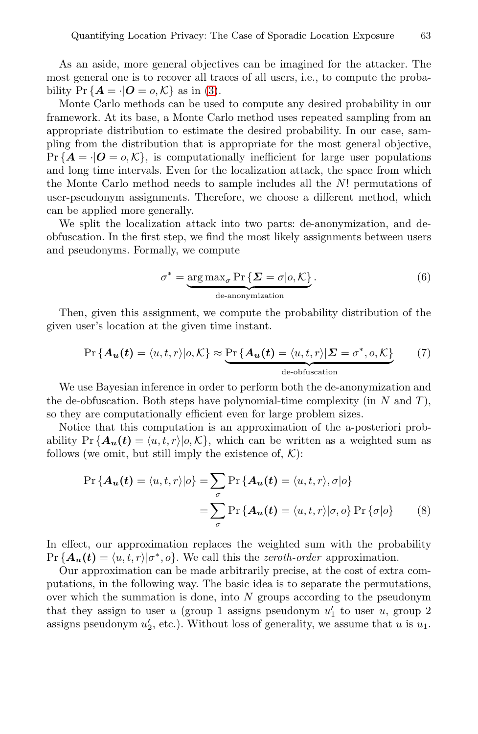As an aside, more general objectives can be imagined for the attacker. The most general one is to recover all traces of all users, i.e., to compute the probability $\Pr\{\boldsymbol{A} = \cdot|\boldsymbol{O} = o, \mathcal{K}\}$ as in (3).

Monte Carlo methods can be used to compute any desired probability in our framework. At its base, a Monte Carlo method uses repeated sampling from an appropriate distribution to estimate the desired probability. In our case, sampling from the distribution that is appropriate for the most general objective, $\Pr\{\boldsymbol{A} = \cdot|\boldsymbol{O} = o, \mathcal{K}\}$, is computationally inefficient for large user populations and long time intervals. Even for the localization attack, the space from which the Monte Carlo method needs to sample includes all the $N!$ permutations of user-pseudonym assignments. Therefore, we choose a different method, which can be applied more generally.

We split the localization attack into two parts: de-anonymization, and de-obfuscation. In the first step, we find the most likely assignments between users and pseudonyms. Formally, we compute

$$\sigma^* = \underbrace{\arg\max_\sigma \Pr\{\boldsymbol{\Sigma} = \sigma|o, \mathcal{K}\}}_{\text{de-anonymization}}. \tag{6}$$

Then, given this assignment, we compute the probability distribution of the given user's location at the given time instant.

$$\Pr\{\boldsymbol{A_u(t)} = \langle u, t, r\rangle|o, \mathcal{K}\} \approx \underbrace{\Pr\{\boldsymbol{A_u(t)} = \langle u, t, r\rangle|\boldsymbol{\Sigma} = \sigma^*, o, \mathcal{K}\}}_{\text{de-obfuscation}} \tag{7}$$

We use Bayesian inference in order to perform both the de-anonymization and the de-obfuscation. Both steps have polynomial-time complexity (in $N$ and $T$), so they are computationally efficient even for large problem sizes.

Notice that this computation is an approximation of the a-posteriori probability $\Pr\{\boldsymbol{A_u(t)} = \langle u, t, r\rangle|o, \mathcal{K}\}$, which can be written as a weighted sum as follows (we omit, but still imply the existence of, $\mathcal{K}$):

$$\begin{aligned}\Pr\{\boldsymbol{A_u(t)} = \langle u, t, r\rangle|o\} &= \sum_\sigma \Pr\{\boldsymbol{A_u(t)} = \langle u, t, r\rangle, \sigma|o\} \\ &= \sum_\sigma \Pr\{\boldsymbol{A_u(t)} = \langle u, t, r\rangle|\sigma, o\} \Pr\{\sigma|o\}\end{aligned} \tag{8}$$

In effect, our approximation replaces the weighted sum with the probability $\Pr\{\boldsymbol{A_u(t)} = \langle u, t, r\rangle|\sigma^*, o\}$. We call this the *zeroth-order* approximation.

Our approximation can be made arbitrarily precise, at the cost of extra computations, in the following way. The basic idea is to separate the permutations, over which the summation is done, into $N$ groups according to the pseudonym that they assign to user $u$ (group 1 assigns pseudonym $u'_1$ to user $u$, group 2 assigns pseudonym $u'_2$, etc.). Without loss of generality, we assume that $u$ is $u_1$.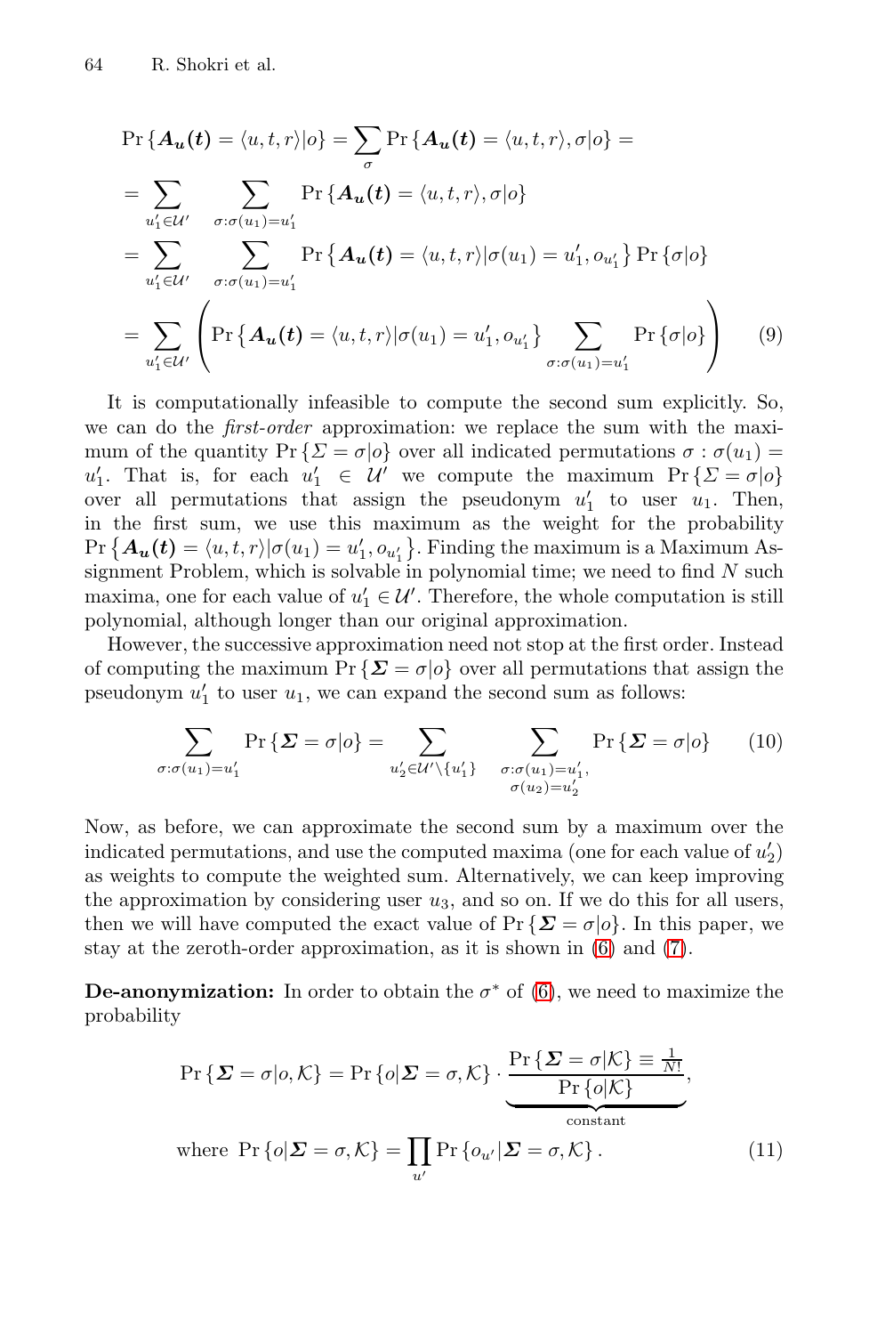$$
\begin{aligned}
\Pr\{\boldsymbol{A_u(t)} = \langle u,t,r\rangle | o\} &= \sum_{\sigma} \Pr\{\boldsymbol{A_u(t)} = \langle u,t,r\rangle, \sigma | o\} = \\
&= \sum_{u_1' \in \mathcal{U}'} \sum_{\sigma:\sigma(u_1)=u_1'} \Pr\{\boldsymbol{A_u(t)} = \langle u,t,r\rangle, \sigma | o\} \\
&= \sum_{u_1' \in \mathcal{U}'} \sum_{\sigma:\sigma(u_1)=u_1'} \Pr\{\boldsymbol{A_u(t)} = \langle u,t,r\rangle | \sigma(u_1) = u_1', o_{u_1'}\} \Pr\{\sigma | o\} \\
&= \sum_{u_1' \in \mathcal{U}'} \left( \Pr\{\boldsymbol{A_u(t)} = \langle u,t,r\rangle | \sigma(u_1) = u_1', o_{u_1'}\} \sum_{\sigma:\sigma(u_1)=u_1'} \Pr\{\sigma | o\} \right) \qquad (9)
\end{aligned}
$$

It is computationally infeasible to compute the second sum explicitly. So, we can do the *first-order* approximation: we replace the sum with the maximum of the quantity $\Pr\{\Sigma = \sigma | o\}$ over all indicated permutations $\sigma : \sigma(u_1) = u_1'$. That is, for each $u_1' \in \mathcal{U}'$ we compute the maximum $\Pr\{\Sigma = \sigma | o\}$ over all permutations that assign the pseudonym $u_1'$ to user $u_1$. Then, in the first sum, we use this maximum as the weight for the probability $\Pr\{\boldsymbol{A_u(t)} = \langle u,t,r\rangle | \sigma(u_1) = u_1', o_{u_1'}\}$. Finding the maximum is a Maximum Assignment Problem, which is solvable in polynomial time; we need to find $N$ such maxima, one for each value of $u_1' \in \mathcal{U}'$. Therefore, the whole computation is still polynomial, although longer than our original approximation.

However, the successive approximation need not stop at the first order. Instead of computing the maximum $\Pr\{\boldsymbol{\Sigma} = \sigma | o\}$ over all permutations that assign the pseudonym $u_1'$ to user $u_1$, we can expand the second sum as follows:

$$
\sum_{\sigma:\sigma(u_1)=u_1'} \Pr\{\boldsymbol{\Sigma} = \sigma | o\} = \sum_{u_2' \in \mathcal{U}' \setminus \{u_1'\}} \sum_{\substack{\sigma:\sigma(u_1)=u_1', \\ \sigma(u_2)=u_2'}} \Pr\{\boldsymbol{\Sigma} = \sigma | o\} \qquad (10)
$$

Now, as before, we can approximate the second sum by a maximum over the indicated permutations, and use the computed maxima (one for each value of $u_2'$) as weights to compute the weighted sum. Alternatively, we can keep improving the approximation by considering user $u_3$, and so on. If we do this for all users, then we will have computed the exact value of $\Pr\{\boldsymbol{\Sigma} = \sigma | o\}$. In this paper, we stay at the zeroth-order approximation, as it is shown in (6) and (7).

**De-anonymization:** In order to obtain the $\sigma^*$ of (6), we need to maximize the probability

$$
\Pr\{\boldsymbol{\Sigma} = \sigma | o, \mathcal{K}\} = \Pr\{o | \boldsymbol{\Sigma} = \sigma, \mathcal{K}\} \cdot \underbrace{\frac{\Pr\{\boldsymbol{\Sigma} = \sigma | \mathcal{K}\} \equiv \frac{1}{N!}}{\Pr\{o | \mathcal{K}\}}}_{\text{constant}},
$$

$$
\text{where } \Pr\{o | \boldsymbol{\Sigma} = \sigma, \mathcal{K}\} = \prod_{u'} \Pr\{o_{u'} | \boldsymbol{\Sigma} = \sigma, \mathcal{K}\}. \qquad (11)
$$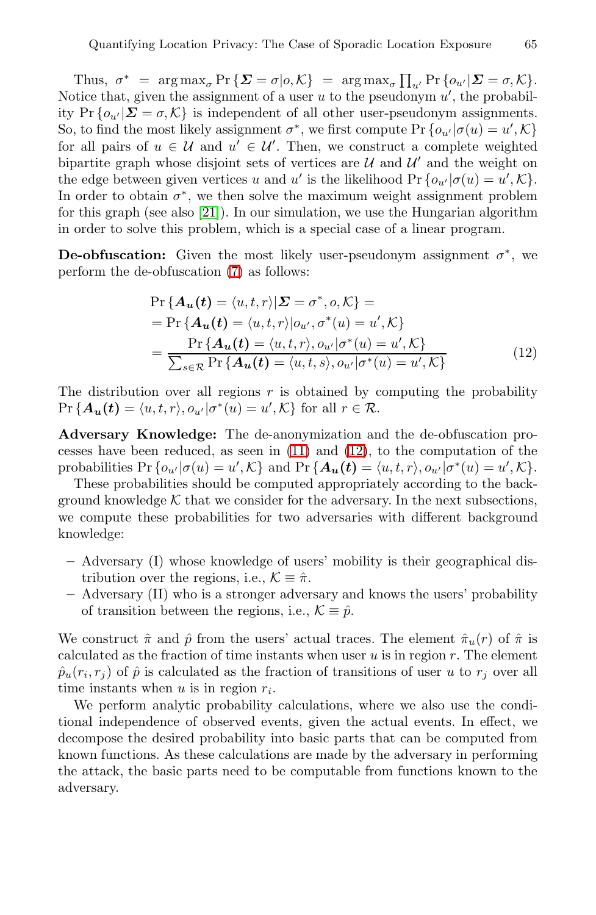Thus, $\sigma^* = \arg\max_\sigma \Pr\{\boldsymbol{\Sigma} = \sigma | o, \mathcal{K}\} = \arg\max_\sigma \prod_{u'} \Pr\{o_{u'} | \boldsymbol{\Sigma} = \sigma, \mathcal{K}\}$. Notice that, given the assignment of a user $u$ to the pseudonym $u'$, the probability $\Pr\{o_{u'} | \boldsymbol{\Sigma} = \sigma, \mathcal{K}\}$ is independent of all other user-pseudonym assignments. So, to find the most likely assignment $\sigma^*$, we first compute $\Pr\{o_{u'} | \sigma(u) = u', \mathcal{K}\}$ for all pairs of $u \in \mathcal{U}$ and $u' \in \mathcal{U}'$. Then, we construct a complete weighted bipartite graph whose disjoint sets of vertices are $\mathcal{U}$ and $\mathcal{U}'$ and the weight on the edge between given vertices $u$ and $u'$ is the likelihood $\Pr\{o_{u'} | \sigma(u) = u', \mathcal{K}\}$. In order to obtain $\sigma^*$, we then solve the maximum weight assignment problem for this graph (see also [21]). In our simulation, we use the Hungarian algorithm in order to solve this problem, which is a special case of a linear program.

**De-obfuscation:** Given the most likely user-pseudonym assignment $\sigma^*$, we perform the de-obfuscation (7) as follows:

$$
\begin{aligned}
&\Pr\{\boldsymbol{A_u(t)} = \langle u, t, r\rangle | \boldsymbol{\Sigma} = \sigma^*, o, \mathcal{K}\} = \\
&= \Pr\{\boldsymbol{A_u(t)} = \langle u, t, r\rangle | o_{u'}, \sigma^*(u) = u', \mathcal{K}\} \\
&= \frac{\Pr\{\boldsymbol{A_u(t)} = \langle u, t, r\rangle, o_{u'} | \sigma^*(u) = u', \mathcal{K}\}}{\sum_{s \in \mathcal{R}} \Pr\{\boldsymbol{A_u(t)} = \langle u, t, s\rangle, o_{u'} | \sigma^*(u) = u', \mathcal{K}\}}
\end{aligned}
\tag{12}
$$

The distribution over all regions $r$ is obtained by computing the probability $\Pr\{\boldsymbol{A_u(t)} = \langle u, t, r\rangle, o_{u'} | \sigma^*(u) = u', \mathcal{K}\}$ for all $r \in \mathcal{R}$.

**Adversary Knowledge:** The de-anonymization and the de-obfuscation processes have been reduced, as seen in (11) and (12), to the computation of the probabilities $\Pr\{o_{u'} | \sigma(u) = u', \mathcal{K}\}$ and $\Pr\{\boldsymbol{A_u(t)} = \langle u, t, r\rangle, o_{u'} | \sigma^*(u) = u', \mathcal{K}\}$.

These probabilities should be computed appropriately according to the background knowledge $\mathcal{K}$ that we consider for the adversary. In the next subsections, we compute these probabilities for two adversaries with different background knowledge:

- Adversary (I) whose knowledge of users' mobility is their geographical distribution over the regions, i.e., $\mathcal{K} \equiv \hat{\pi}$.
- Adversary (II) who is a stronger adversary and knows the users' probability of transition between the regions, i.e., $\mathcal{K} \equiv \hat{p}$.

We construct $\hat{\pi}$ and $\hat{p}$ from the users' actual traces. The element $\hat{\pi}_u(r)$ of $\hat{\pi}$ is calculated as the fraction of time instants when user $u$ is in region $r$. The element $\hat{p}_u(r_i, r_j)$ of $\hat{p}$ is calculated as the fraction of transitions of user $u$ to $r_j$ over all time instants when $u$ is in region $r_i$.

We perform analytic probability calculations, where we also use the conditional independence of observed events, given the actual events. In effect, we decompose the desired probability into basic parts that can be computed from known functions. As these calculations are made by the adversary in performing the attack, the basic parts need to be computable from functions known to the adversary.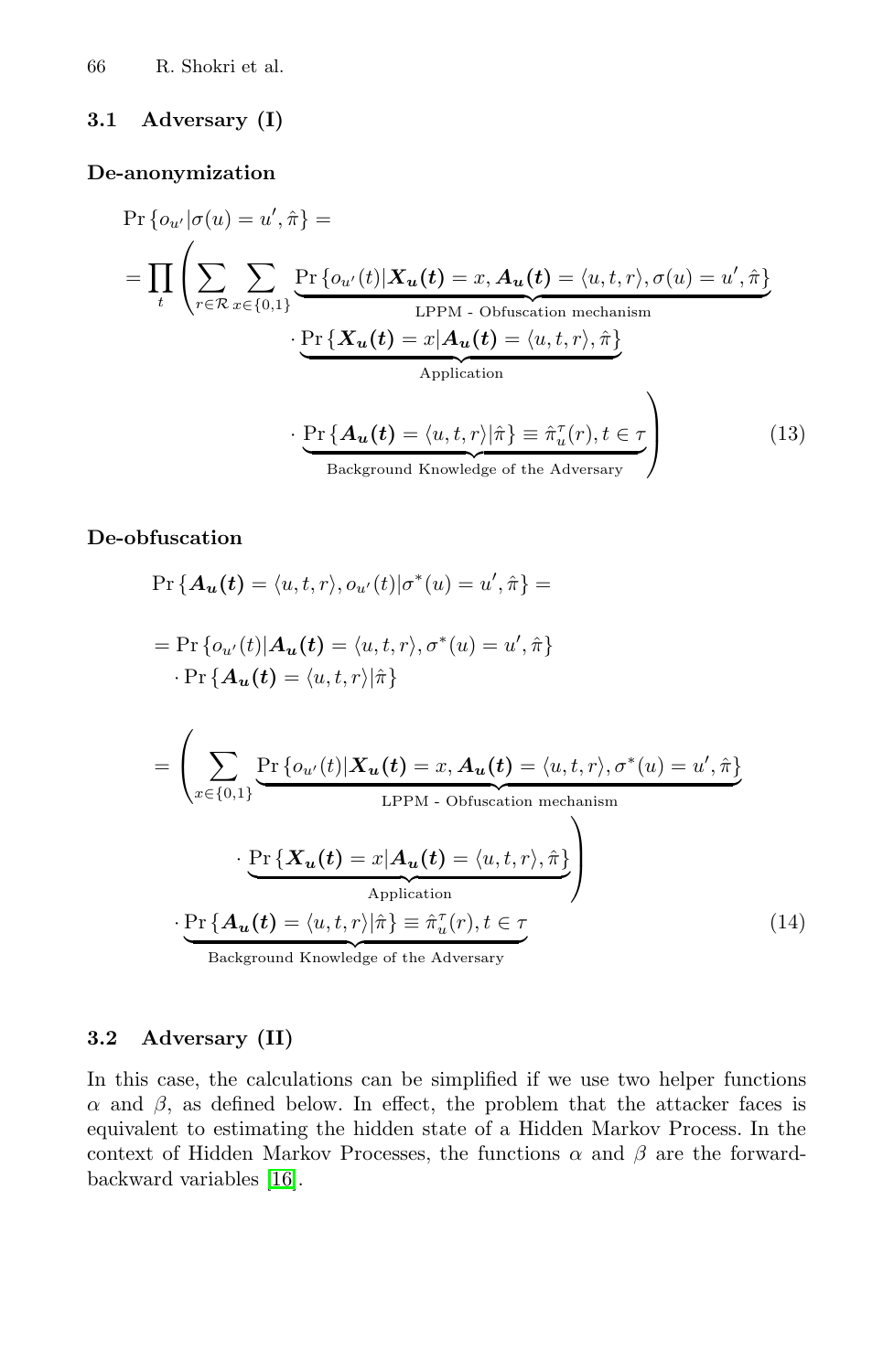### 3.1 Adversary (I)

**De-anonymization**

$$
\begin{aligned}
&\Pr\{o_{u'} | \sigma(u) = u', \hat{\pi}\} = \\
&= \prod_t \Bigg( \sum_{r \in \mathcal{R}} \sum_{x \in \{0,1\}} \underbrace{\Pr\{o_{u'}(t) | \boldsymbol{X_u(t)} = x, \boldsymbol{A_u(t)} = \langle u, t, r \rangle, \sigma(u) = u', \hat{\pi}\}}_{\text{LPPM - Obfuscation mechanism}} \\
&\qquad\qquad \cdot \underbrace{\Pr\{\boldsymbol{X_u(t)} = x | \boldsymbol{A_u(t)} = \langle u, t, r \rangle, \hat{\pi}\}}_{\text{Application}} \\
&\qquad\qquad \cdot \underbrace{\Pr\{\boldsymbol{A_u(t)} = \langle u, t, r \rangle | \hat{\pi}\} \equiv \hat{\pi}_u^{\tau}(r), t \in \tau}_{\text{Background Knowledge of the Adversary}} \Bigg) \qquad (13)
\end{aligned}
$$

**De-obfuscation**

$$
\begin{aligned}
&\Pr\{\boldsymbol{A_u(t)} = \langle u, t, r \rangle, o_{u'}(t) | \sigma^*(u) = u', \hat{\pi}\} = \\
&= \Pr\{o_{u'}(t) | \boldsymbol{A_u(t)} = \langle u, t, r \rangle, \sigma^*(u) = u', \hat{\pi}\} \\
&\quad \cdot \Pr\{\boldsymbol{A_u(t)} = \langle u, t, r \rangle | \hat{\pi}\} \\
&= \Bigg( \sum_{x \in \{0,1\}} \underbrace{\Pr\{o_{u'}(t) | \boldsymbol{X_u(t)} = x, \boldsymbol{A_u(t)} = \langle u, t, r \rangle, \sigma^*(u) = u', \hat{\pi}\}}_{\text{LPPM - Obfuscation mechanism}} \\
&\qquad \cdot \underbrace{\Pr\{\boldsymbol{X_u(t)} = x | \boldsymbol{A_u(t)} = \langle u, t, r \rangle, \hat{\pi}\}}_{\text{Application}} \Bigg) \\
&\quad \cdot \underbrace{\Pr\{\boldsymbol{A_u(t)} = \langle u, t, r \rangle | \hat{\pi}\} \equiv \hat{\pi}_u^{\tau}(r), t \in \tau}_{\text{Background Knowledge of the Adversary}} \qquad (14)
\end{aligned}
$$

### 3.2 Adversary (II)

In this case, the calculations can be simplified if we use two helper functions $\alpha$ and $\beta$, as defined below. In effect, the problem that the attacker faces is equivalent to estimating the hidden state of a Hidden Markov Process. In the context of Hidden Markov Processes, the functions $\alpha$ and $\beta$ are the forward-backward variables [16].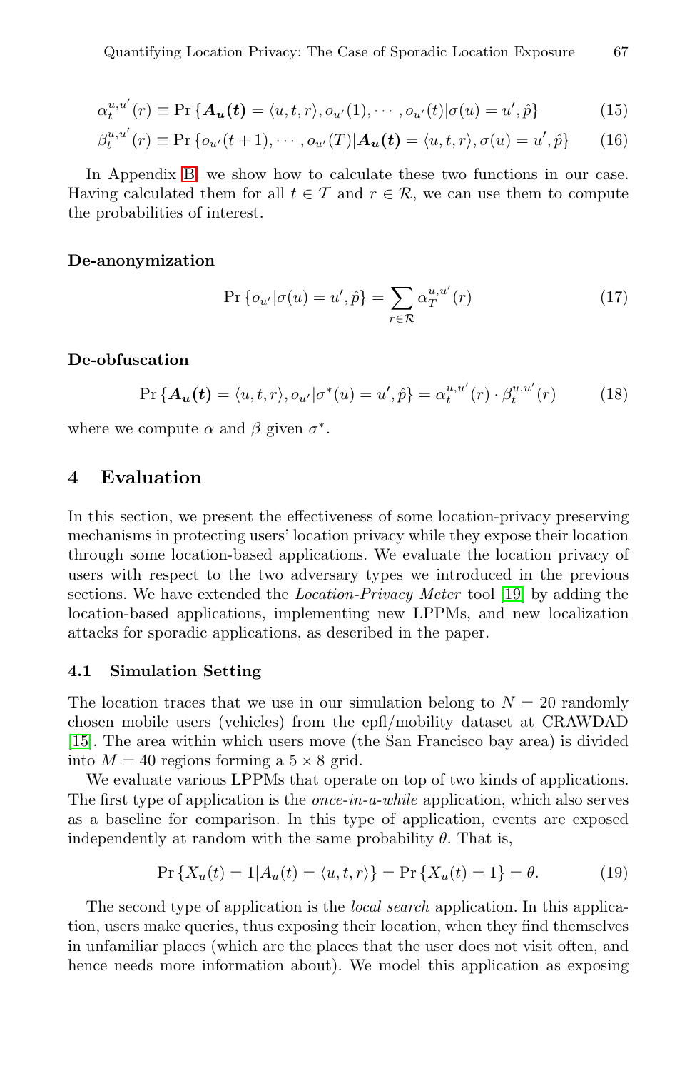$$\alpha_t^{u,u'}(r) \equiv \Pr\left\{\boldsymbol{A_u(t)} = \langle u, t, r\rangle, o_{u'}(1), \cdots, o_{u'}(t) | \sigma(u) = u', \hat{p}\right\} \tag{15}$$

$$\beta_t^{u,u'}(r) \equiv \Pr\left\{o_{u'}(t+1), \cdots, o_{u'}(T) | \boldsymbol{A_u(t)} = \langle u, t, r\rangle, \sigma(u) = u', \hat{p}\right\} \tag{16}$$

In Appendix B, we show how to calculate these two functions in our case. Having calculated them for all $t \in \mathcal{T}$ and $r \in \mathcal{R}$, we can use them to compute the probabilities of interest.

**De-anonymization**

$$\Pr\left\{o_{u'} | \sigma(u) = u', \hat{p}\right\} = \sum_{r \in \mathcal{R}} \alpha_T^{u,u'}(r) \tag{17}$$

**De-obfuscation**

$$\Pr\left\{\boldsymbol{A_u(t)} = \langle u, t, r\rangle, o_{u'} | \sigma^*(u) = u', \hat{p}\right\} = \alpha_t^{u,u'}(r) \cdot \beta_t^{u,u'}(r) \tag{18}$$

where we compute $\alpha$ and $\beta$ given $\sigma^*$.

## 4 Evaluation

In this section, we present the effectiveness of some location-privacy preserving mechanisms in protecting users' location privacy while they expose their location through some location-based applications. We evaluate the location privacy of users with respect to the two adversary types we introduced in the previous sections. We have extended the *Location-Privacy Meter* tool [19] by adding the location-based applications, implementing new LPPMs, and new localization attacks for sporadic applications, as described in the paper.

### 4.1 Simulation Setting

The location traces that we use in our simulation belong to $N = 20$ randomly chosen mobile users (vehicles) from the epfl/mobility dataset at CRAWDAD [15]. The area within which users move (the San Francisco bay area) is divided into $M = 40$ regions forming a $5 \times 8$ grid.

We evaluate various LPPMs that operate on top of two kinds of applications. The first type of application is the *once-in-a-while* application, which also serves as a baseline for comparison. In this type of application, events are exposed independently at random with the same probability $\theta$. That is,

$$\Pr\left\{X_u(t) = 1 | A_u(t) = \langle u, t, r\rangle\right\} = \Pr\left\{X_u(t) = 1\right\} = \theta. \tag{19}$$

The second type of application is the *local search* application. In this application, users make queries, thus exposing their location, when they find themselves in unfamiliar places (which are the places that the user does not visit often, and hence needs more information about). We model this application as exposing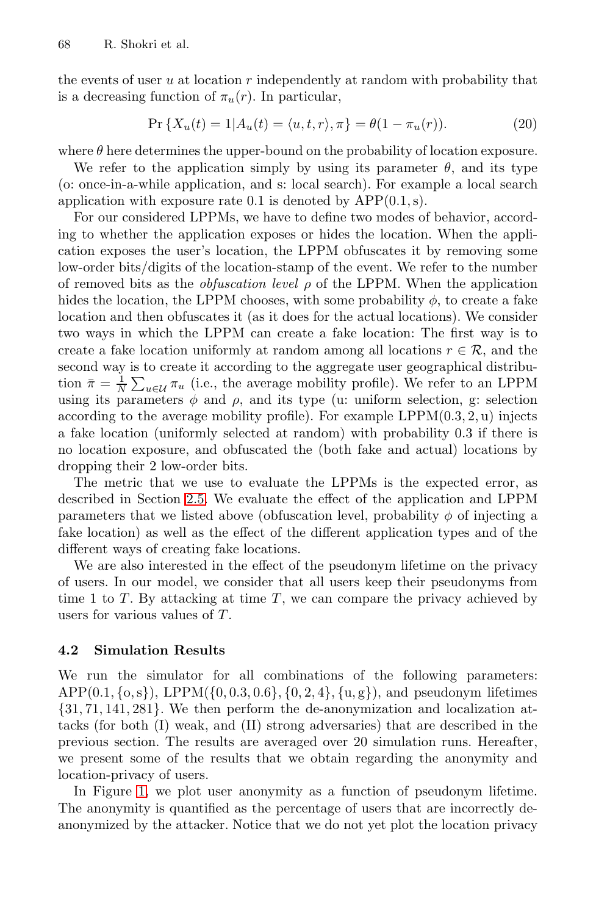the events of user $u$ at location $r$ independently at random with probability that is a decreasing function of $\pi_u(r)$. In particular,

$$\Pr\left\{X_u(t) = 1 | A_u(t) = \langle u, t, r \rangle, \pi\right\} = \theta(1 - \pi_u(r)). \tag{20}$$

where $\theta$ here determines the upper-bound on the probability of location exposure.

We refer to the application simply by using its parameter $\theta$, and its type (o: once-in-a-while application, and s: local search). For example a local search application with exposure rate 0.1 is denoted by $\mathrm{APP}(0.1, \mathrm{s})$.

For our considered LPPMs, we have to define two modes of behavior, according to whether the application exposes or hides the location. When the application exposes the user's location, the LPPM obfuscates it by removing some low-order bits/digits of the location-stamp of the event. We refer to the number of removed bits as the *obfuscation level* $\rho$ of the LPPM. When the application hides the location, the LPPM chooses, with some probability $\phi$, to create a fake location and then obfuscates it (as it does for the actual locations). We consider two ways in which the LPPM can create a fake location: The first way is to create a fake location uniformly at random among all locations $r \in \mathcal{R}$, and the second way is to create it according to the aggregate user geographical distribution $\bar{\pi} = \frac{1}{N} \sum_{u \in \mathcal{U}} \pi_u$ (i.e., the average mobility profile). We refer to an LPPM using its parameters $\phi$ and $\rho$, and its type (u: uniform selection, g: selection according to the average mobility profile). For example $\mathrm{LPPM}(0.3, 2, \mathrm{u})$ injects a fake location (uniformly selected at random) with probability 0.3 if there is no location exposure, and obfuscated the (both fake and actual) locations by dropping their 2 low-order bits.

The metric that we use to evaluate the LPPMs is the expected error, as described in Section 2.5. We evaluate the effect of the application and LPPM parameters that we listed above (obfuscation level, probability $\phi$ of injecting a fake location) as well as the effect of the different application types and of the different ways of creating fake locations.

We are also interested in the effect of the pseudonym lifetime on the privacy of users. In our model, we consider that all users keep their pseudonyms from time 1 to $T$. By attacking at time $T$, we can compare the privacy achieved by users for various values of $T$.

### 4.2 Simulation Results

We run the simulator for all combinations of the following parameters: $\mathrm{APP}(0.1, \{\mathrm{o}, \mathrm{s}\})$, $\mathrm{LPPM}(\{0, 0.3, 0.6\}, \{0, 2, 4\}, \{\mathrm{u}, \mathrm{g}\})$, and pseudonym lifetimes $\{31, 71, 141, 281\}$. We then perform the de-anonymization and localization attacks (for both (I) weak, and (II) strong adversaries) that are described in the previous section. The results are averaged over 20 simulation runs. Hereafter, we present some of the results that we obtain regarding the anonymity and location-privacy of users.

In Figure 1, we plot user anonymity as a function of pseudonym lifetime. The anonymity is quantified as the percentage of users that are incorrectly de-anonymized by the attacker. Notice that we do not yet plot the location privacy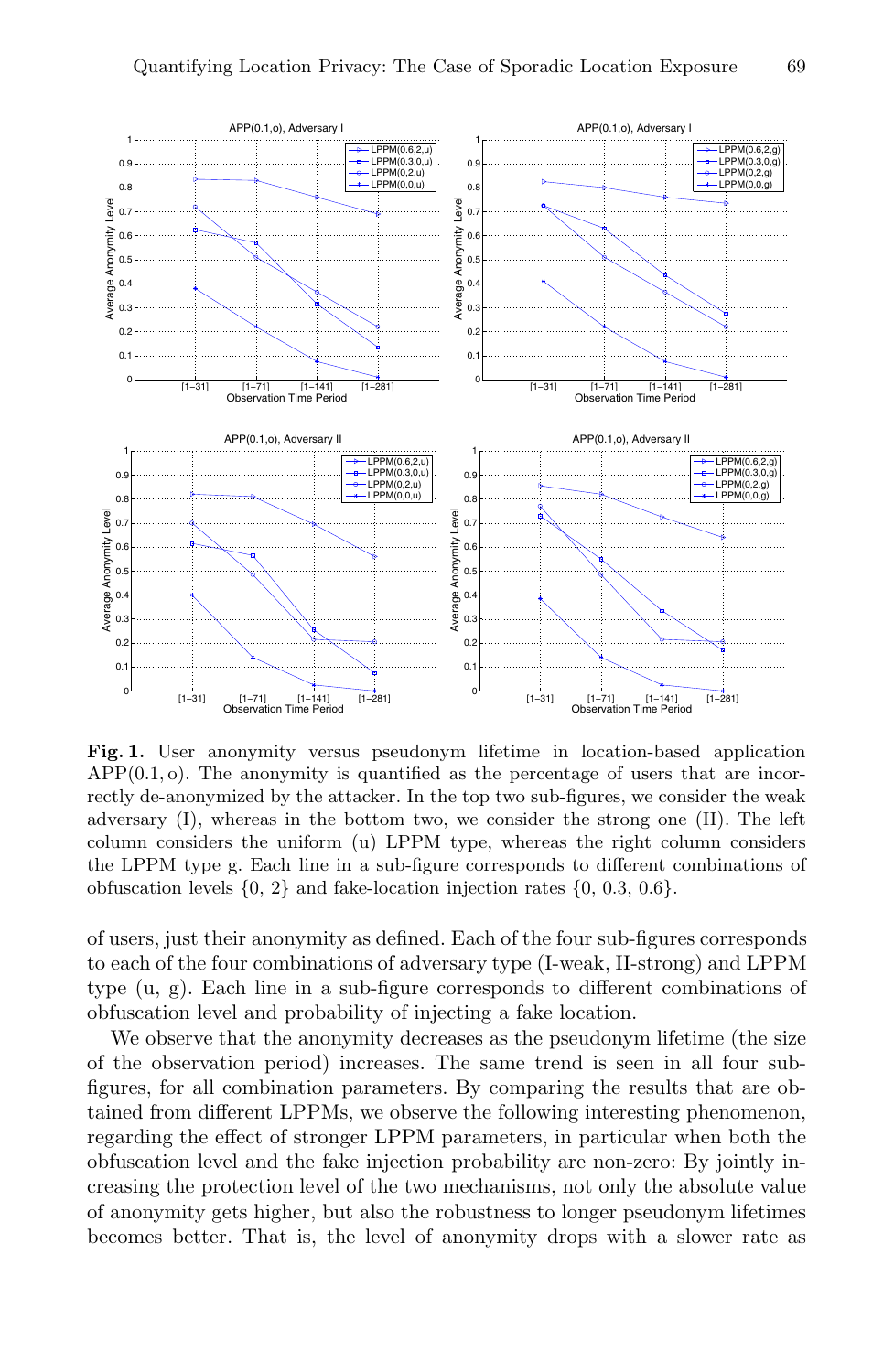**Fig. 1.** User anonymity versus pseudonym lifetime in location-based application APP(0.1, o). The anonymity is quantified as the percentage of users that are incorrectly de-anonymized by the attacker. In the top two sub-figures, we consider the weak adversary (I), whereas in the bottom two, we consider the strong one (II). The left column considers the uniform (u) LPPM type, whereas the right column considers the LPPM type g. Each line in a sub-figure corresponds to different combinations of obfuscation levels {0, 2} and fake-location injection rates {0, 0.3, 0.6}.

of users, just their anonymity as defined. Each of the four sub-figures corresponds to each of the four combinations of adversary type (I-weak, II-strong) and LPPM type (u, g). Each line in a sub-figure corresponds to different combinations of obfuscation level and probability of injecting a fake location.

We observe that the anonymity decreases as the pseudonym lifetime (the size of the observation period) increases. The same trend is seen in all four sub-figures, for all combination parameters. By comparing the results that are obtained from different LPPMs, we observe the following interesting phenomenon, regarding the effect of stronger LPPM parameters, in particular when both the obfuscation level and the fake injection probability are non-zero: By jointly increasing the protection level of the two mechanisms, not only the absolute value of anonymity gets higher, but also the robustness to longer pseudonym lifetimes becomes better. That is, the level of anonymity drops with a slower rate as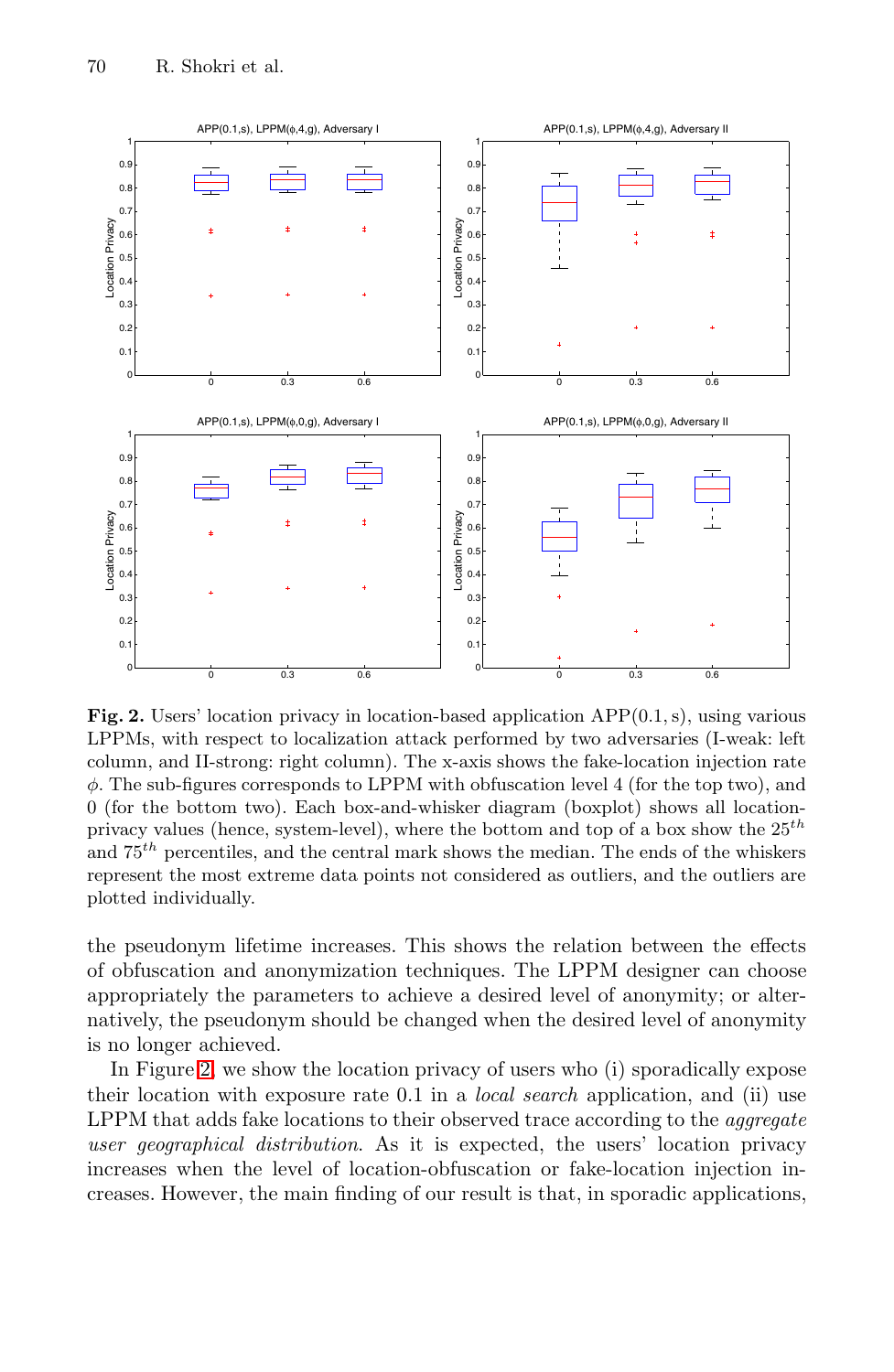**Fig. 2.** Users' location privacy in location-based application APP(0.1, s), using various LPPMs, with respect to localization attack performed by two adversaries (I-weak: left column, and II-strong: right column). The x-axis shows the fake-location injection rate $\phi$. The sub-figures corresponds to LPPM with obfuscation level 4 (for the top two), and 0 (for the bottom two). Each box-and-whisker diagram (boxplot) shows all location-privacy values (hence, system-level), where the bottom and top of a box show the $25^{th}$ and $75^{th}$ percentiles, and the central mark shows the median. The ends of the whiskers represent the most extreme data points not considered as outliers, and the outliers are plotted individually.

the pseudonym lifetime increases. This shows the relation between the effects of obfuscation and anonymization techniques. The LPPM designer can choose appropriately the parameters to achieve a desired level of anonymity; or alternatively, the pseudonym should be changed when the desired level of anonymity is no longer achieved.

In Figure 2, we show the location privacy of users who (i) sporadically expose their location with exposure rate 0.1 in a *local search* application, and (ii) use LPPM that adds fake locations to their observed trace according to the *aggregate user geographical distribution*. As it is expected, the users' location privacy increases when the level of location-obfuscation or fake-location injection increases. However, the main finding of our result is that, in sporadic applications,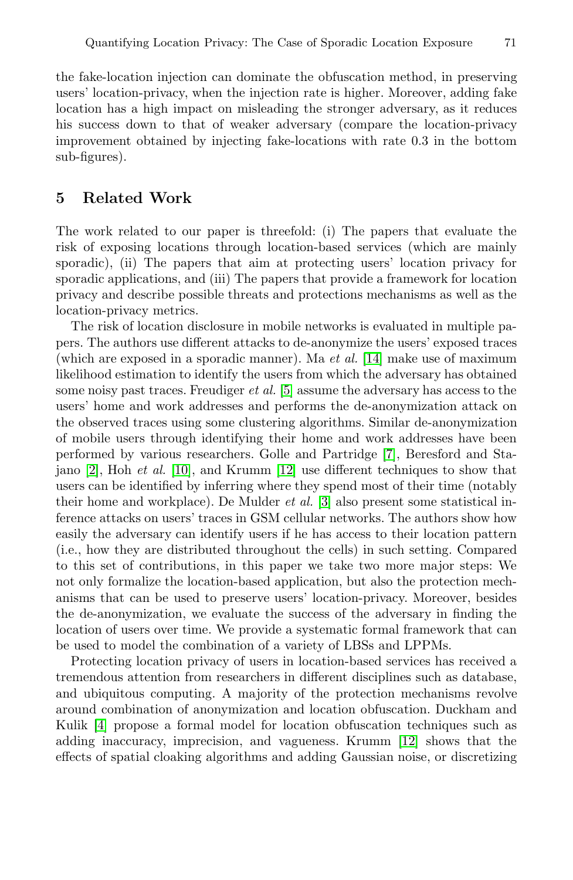the fake-location injection can dominate the obfuscation method, in preserving users' location-privacy, when the injection rate is higher. Moreover, adding fake location has a high impact on misleading the stronger adversary, as it reduces his success down to that of weaker adversary (compare the location-privacy improvement obtained by injecting fake-locations with rate 0.3 in the bottom sub-figures).

## 5 Related Work

The work related to our paper is threefold: (i) The papers that evaluate the risk of exposing locations through location-based services (which are mainly sporadic), (ii) The papers that aim at protecting users' location privacy for sporadic applications, and (iii) The papers that provide a framework for location privacy and describe possible threats and protections mechanisms as well as the location-privacy metrics.

The risk of location disclosure in mobile networks is evaluated in multiple papers. The authors use different attacks to de-anonymize the users' exposed traces (which are exposed in a sporadic manner). Ma *et al.* [14] make use of maximum likelihood estimation to identify the users from which the adversary has obtained some noisy past traces. Freudiger *et al.* [5] assume the adversary has access to the users' home and work addresses and performs the de-anonymization attack on the observed traces using some clustering algorithms. Similar de-anonymization of mobile users through identifying their home and work addresses have been performed by various researchers. Golle and Partridge [7], Beresford and Stajano [2], Hoh *et al.* [10], and Krumm [12] use different techniques to show that users can be identified by inferring where they spend most of their time (notably their home and workplace). De Mulder *et al.* [3] also present some statistical inference attacks on users' traces in GSM cellular networks. The authors show how easily the adversary can identify users if he has access to their location pattern (i.e., how they are distributed throughout the cells) in such setting. Compared to this set of contributions, in this paper we take two more major steps: We not only formalize the location-based application, but also the protection mechanisms that can be used to preserve users' location-privacy. Moreover, besides the de-anonymization, we evaluate the success of the adversary in finding the location of users over time. We provide a systematic formal framework that can be used to model the combination of a variety of LBSs and LPPMs.

Protecting location privacy of users in location-based services has received a tremendous attention from researchers in different disciplines such as database, and ubiquitous computing. A majority of the protection mechanisms revolve around combination of anonymization and location obfuscation. Duckham and Kulik [4] propose a formal model for location obfuscation techniques such as adding inaccuracy, imprecision, and vagueness. Krumm [12] shows that the effects of spatial cloaking algorithms and adding Gaussian noise, or discretizing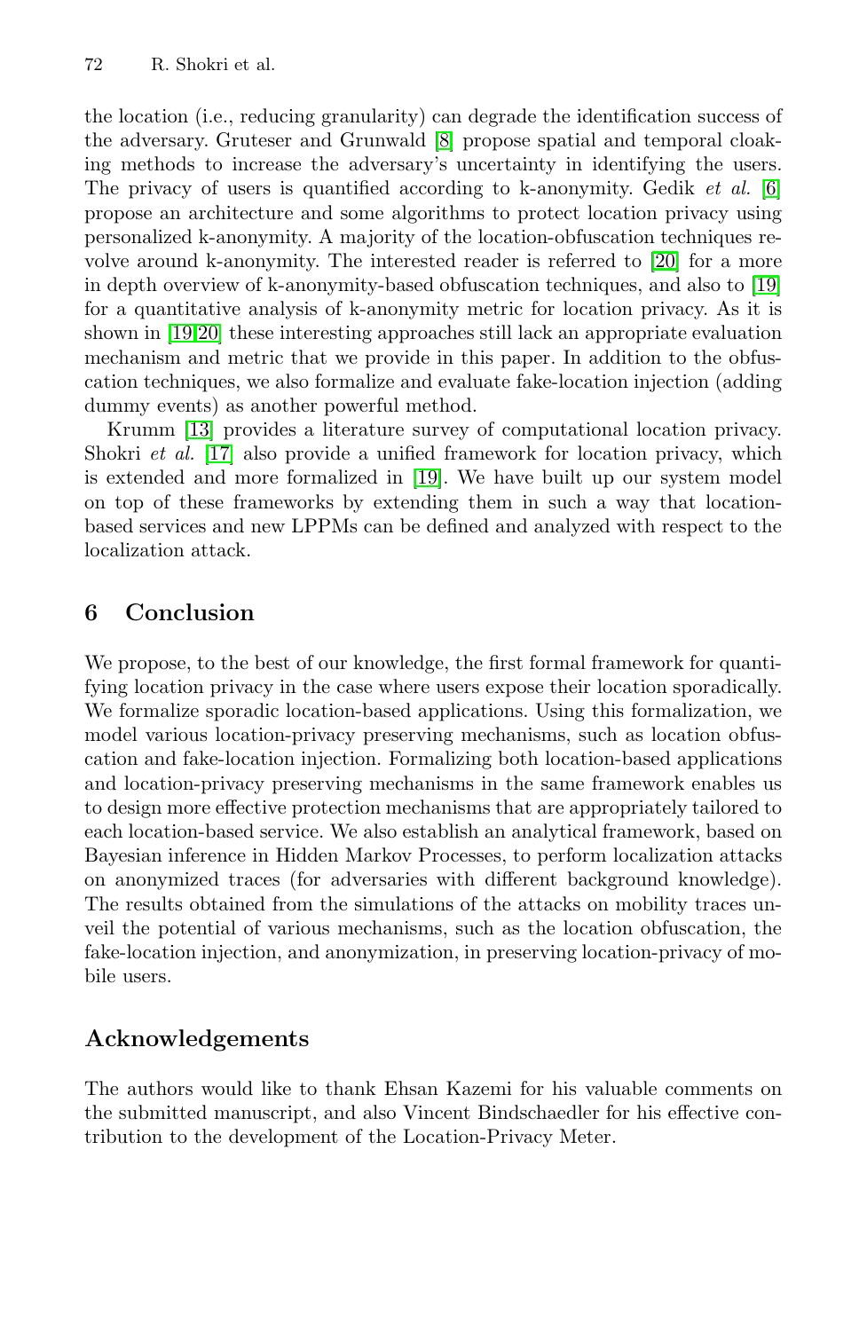the location (i.e., reducing granularity) can degrade the identification success of the adversary. Gruteser and Grunwald [8] propose spatial and temporal cloaking methods to increase the adversary's uncertainty in identifying the users. The privacy of users is quantified according to k-anonymity. Gedik *et al.* [6] propose an architecture and some algorithms to protect location privacy using personalized k-anonymity. A majority of the location-obfuscation techniques revolve around k-anonymity. The interested reader is referred to [20] for a more in depth overview of k-anonymity-based obfuscation techniques, and also to [19] for a quantitative analysis of k-anonymity metric for location privacy. As it is shown in [19,20] these interesting approaches still lack an appropriate evaluation mechanism and metric that we provide in this paper. In addition to the obfuscation techniques, we also formalize and evaluate fake-location injection (adding dummy events) as another powerful method.

Krumm [13] provides a literature survey of computational location privacy. Shokri *et al.* [17] also provide a unified framework for location privacy, which is extended and more formalized in [19]. We have built up our system model on top of these frameworks by extending them in such a way that location-based services and new LPPMs can be defined and analyzed with respect to the localization attack.

## 6 Conclusion

We propose, to the best of our knowledge, the first formal framework for quantifying location privacy in the case where users expose their location sporadically. We formalize sporadic location-based applications. Using this formalization, we model various location-privacy preserving mechanisms, such as location obfuscation and fake-location injection. Formalizing both location-based applications and location-privacy preserving mechanisms in the same framework enables us to design more effective protection mechanisms that are appropriately tailored to each location-based service. We also establish an analytical framework, based on Bayesian inference in Hidden Markov Processes, to perform localization attacks on anonymized traces (for adversaries with different background knowledge). The results obtained from the simulations of the attacks on mobility traces unveil the potential of various mechanisms, such as the location obfuscation, the fake-location injection, and anonymization, in preserving location-privacy of mobile users.

## Acknowledgements

The authors would like to thank Ehsan Kazemi for his valuable comments on the submitted manuscript, and also Vincent Bindschaedler for his effective contribution to the development of the Location-Privacy Meter.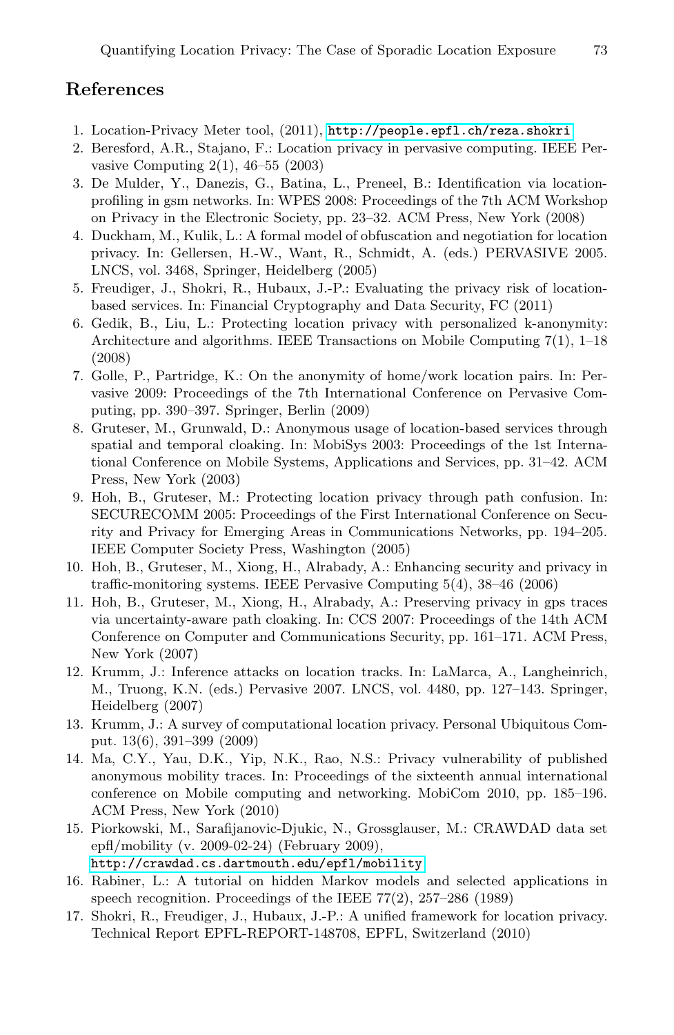## References

1. Location-Privacy Meter tool, (2011), http://people.epfl.ch/reza.shokri
2. Beresford, A.R., Stajano, F.: Location privacy in pervasive computing. IEEE Pervasive Computing 2(1), 46–55 (2003)
3. De Mulder, Y., Danezis, G., Batina, L., Preneel, B.: Identification via location-profiling in gsm networks. In: WPES 2008: Proceedings of the 7th ACM Workshop on Privacy in the Electronic Society, pp. 23–32. ACM Press, New York (2008)
4. Duckham, M., Kulik, L.: A formal model of obfuscation and negotiation for location privacy. In: Gellersen, H.-W., Want, R., Schmidt, A. (eds.) PERVASIVE 2005. LNCS, vol. 3468, Springer, Heidelberg (2005)
5. Freudiger, J., Shokri, R., Hubaux, J.-P.: Evaluating the privacy risk of location-based services. In: Financial Cryptography and Data Security, FC (2011)
6. Gedik, B., Liu, L.: Protecting location privacy with personalized k-anonymity: Architecture and algorithms. IEEE Transactions on Mobile Computing 7(1), 1–18 (2008)
7. Golle, P., Partridge, K.: On the anonymity of home/work location pairs. In: Pervasive 2009: Proceedings of the 7th International Conference on Pervasive Computing, pp. 390–397. Springer, Berlin (2009)
8. Gruteser, M., Grunwald, D.: Anonymous usage of location-based services through spatial and temporal cloaking. In: MobiSys 2003: Proceedings of the 1st International Conference on Mobile Systems, Applications and Services, pp. 31–42. ACM Press, New York (2003)
9. Hoh, B., Gruteser, M.: Protecting location privacy through path confusion. In: SECURECOMM 2005: Proceedings of the First International Conference on Security and Privacy for Emerging Areas in Communications Networks, pp. 194–205. IEEE Computer Society Press, Washington (2005)
10. Hoh, B., Gruteser, M., Xiong, H., Alrabady, A.: Enhancing security and privacy in traffic-monitoring systems. IEEE Pervasive Computing 5(4), 38–46 (2006)
11. Hoh, B., Gruteser, M., Xiong, H., Alrabady, A.: Preserving privacy in gps traces via uncertainty-aware path cloaking. In: CCS 2007: Proceedings of the 14th ACM Conference on Computer and Communications Security, pp. 161–171. ACM Press, New York (2007)
12. Krumm, J.: Inference attacks on location tracks. In: LaMarca, A., Langheinrich, M., Truong, K.N. (eds.) Pervasive 2007. LNCS, vol. 4480, pp. 127–143. Springer, Heidelberg (2007)
13. Krumm, J.: A survey of computational location privacy. Personal Ubiquitous Comput. 13(6), 391–399 (2009)
14. Ma, C.Y., Yau, D.K., Yip, N.K., Rao, N.S.: Privacy vulnerability of published anonymous mobility traces. In: Proceedings of the sixteenth annual international conference on Mobile computing and networking. MobiCom 2010, pp. 185–196. ACM Press, New York (2010)
15. Piorkowski, M., Sarafijanovic-Djukic, N., Grossglauser, M.: CRAWDAD data set epfl/mobility (v. 2009-02-24) (February 2009), http://crawdad.cs.dartmouth.edu/epfl/mobility
16. Rabiner, L.: A tutorial on hidden Markov models and selected applications in speech recognition. Proceedings of the IEEE 77(2), 257–286 (1989)
17. Shokri, R., Freudiger, J., Hubaux, J.-P.: A unified framework for location privacy. Technical Report EPFL-REPORT-148708, EPFL, Switzerland (2010)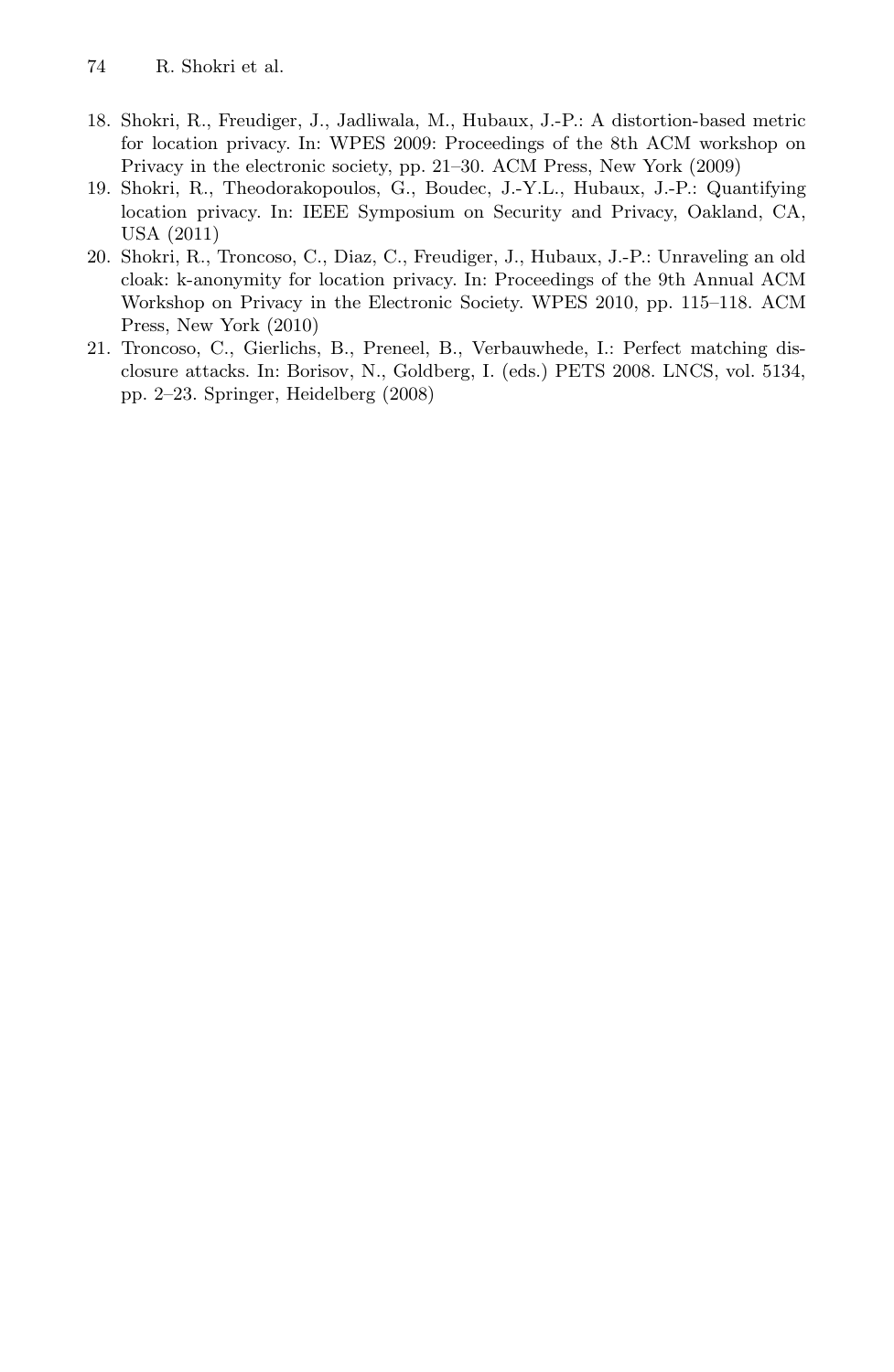18. Shokri, R., Freudiger, J., Jadliwala, M., Hubaux, J.-P.: A distortion-based metric for location privacy. In: WPES 2009: Proceedings of the 8th ACM workshop on Privacy in the electronic society, pp. 21–30. ACM Press, New York (2009)
19. Shokri, R., Theodorakopoulos, G., Boudec, J.-Y.L., Hubaux, J.-P.: Quantifying location privacy. In: IEEE Symposium on Security and Privacy, Oakland, CA, USA (2011)
20. Shokri, R., Troncoso, C., Diaz, C., Freudiger, J., Hubaux, J.-P.: Unraveling an old cloak: k-anonymity for location privacy. In: Proceedings of the 9th Annual ACM Workshop on Privacy in the Electronic Society. WPES 2010, pp. 115–118. ACM Press, New York (2010)
21. Troncoso, C., Gierlichs, B., Preneel, B., Verbauwhede, I.: Perfect matching disclosure attacks. In: Borisov, N., Goldberg, I. (eds.) PETS 2008. LNCS, vol. 5134, pp. 2–23. Springer, Heidelberg (2008)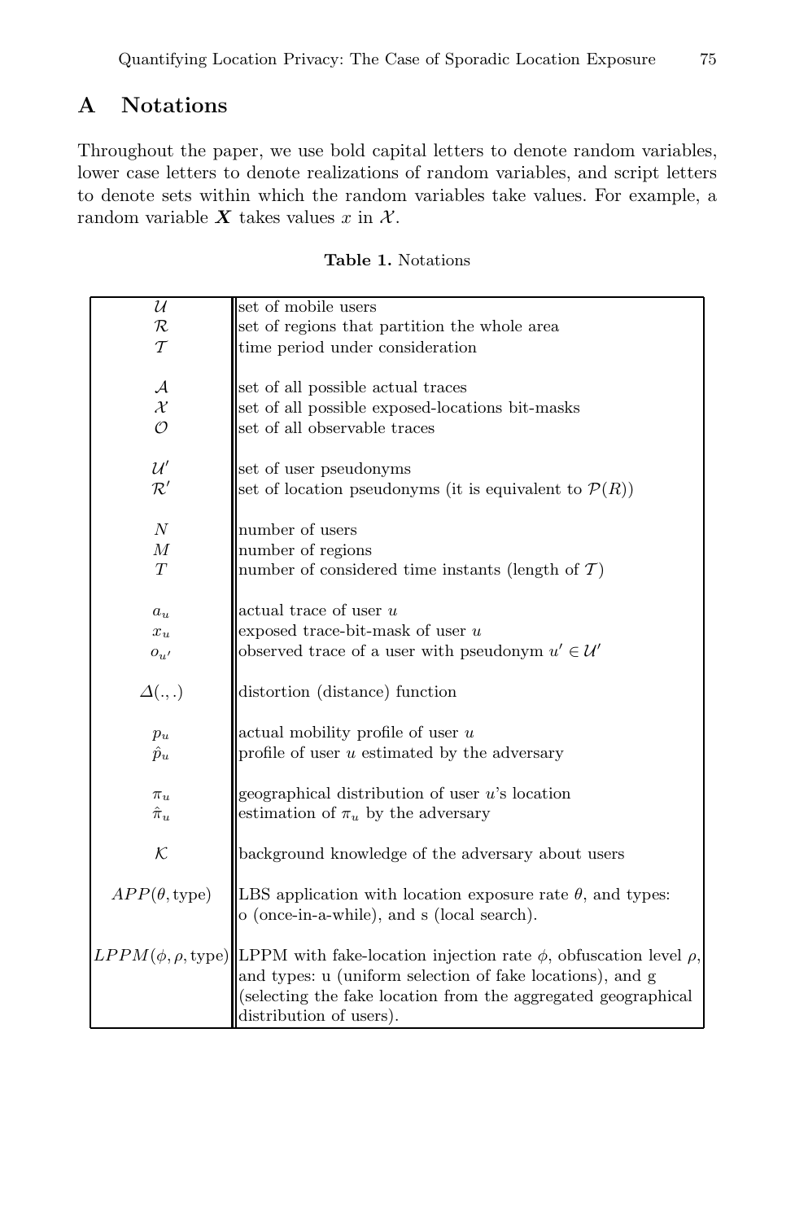## A Notations

Throughout the paper, we use bold capital letters to denote random variables, lower case letters to denote realizations of random variables, and script letters to denote sets within which the random variables take values. For example, a random variable $\boldsymbol{X}$ takes values $x$ in $\mathcal{X}$.

**Table 1.** Notations

| | |
|---|---|
| $\mathcal{U}$ | set of mobile users |
| $\mathcal{R}$ | set of regions that partition the whole area |
| $\mathcal{T}$ | time period under consideration |
| $\mathcal{A}$ | set of all possible actual traces |
| $\mathcal{X}$ | set of all possible exposed-locations bit-masks |
| $\mathcal{O}$ | set of all observable traces |
| $\mathcal{U}'$ | set of user pseudonyms |
| $\mathcal{R}'$ | set of location pseudonyms (it is equivalent to $\mathcal{P}(R)$) |
| $N$ | number of users |
| $M$ | number of regions |
| $T$ | number of considered time instants (length of $\mathcal{T}$) |
| $a_u$ | actual trace of user $u$ |
| $x_u$ | exposed trace-bit-mask of user $u$ |
| $o_{u'}$ | observed trace of a user with pseudonym $u' \in \mathcal{U}'$ |
| $\Delta(.,.)$ | distortion (distance) function |
| $p_u$ | actual mobility profile of user $u$ |
| $\hat{p}_u$ | profile of user $u$ estimated by the adversary |
| $\pi_u$ | geographical distribution of user $u$'s location |
| $\hat{\pi}_u$ | estimation of $\pi_u$ by the adversary |
| $\mathcal{K}$ | background knowledge of the adversary about users |
| $APP(\theta, \text{type})$ | LBS application with location exposure rate $\theta$, and types: o (once-in-a-while), and s (local search). |
| $LPPM(\phi, \rho, \text{type})$ | LPPM with fake-location injection rate $\phi$, obfuscation level $\rho$, and types: u (uniform selection of fake locations), and g (selecting the fake location from the aggregated geographical distribution of users). |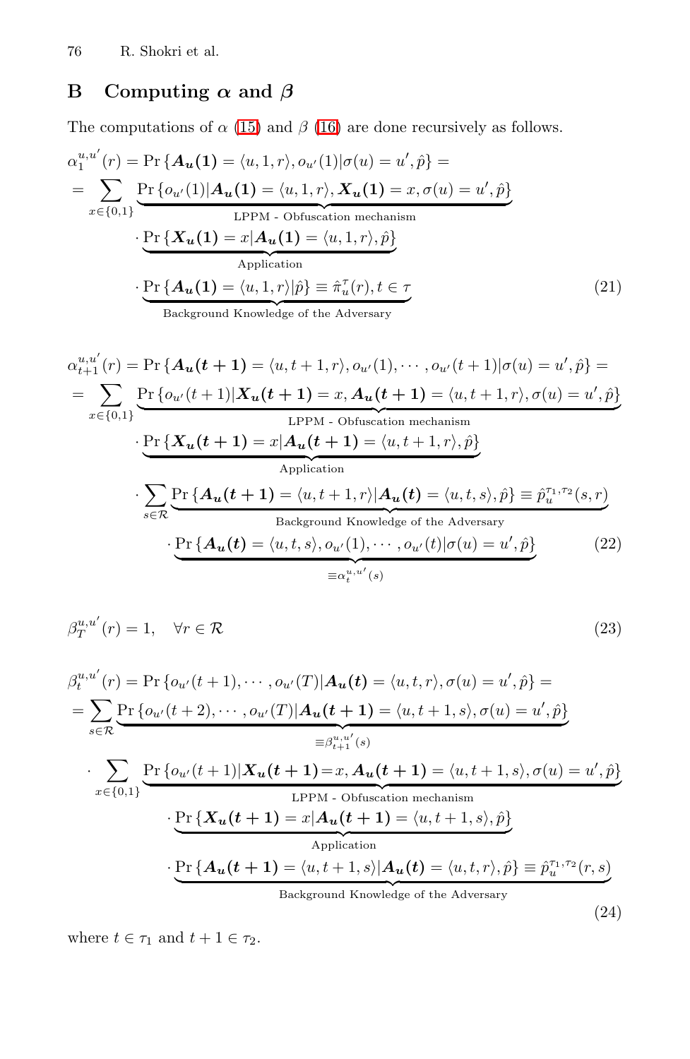## B Computing $\boldsymbol{\alpha}$ and $\boldsymbol{\beta}$

The computations of $\alpha$ (15) and $\beta$ (16) are done recursively as follows.

$$
\begin{aligned}
\alpha_1^{u,u'}(r) &= \Pr\{\boldsymbol{A_u(1)} = \langle u, 1, r\rangle, o_{u'}(1) | \sigma(u) = u', \hat{p}\} = \\
&= \sum_{x\in\{0,1\}} \underbrace{\Pr\{o_{u'}(1) | \boldsymbol{A_u(1)} = \langle u, 1, r\rangle, \boldsymbol{X_u(1)} = x, \sigma(u) = u', \hat{p}\}}_{\text{LPPM - Obfuscation mechanism}} \\
&\quad \cdot \underbrace{\Pr\{\boldsymbol{X_u(1)} = x | \boldsymbol{A_u(1)} = \langle u, 1, r\rangle, \hat{p}\}}_{\text{Application}} \\
&\quad \cdot \underbrace{\Pr\{\boldsymbol{A_u(1)} = \langle u, 1, r\rangle | \hat{p}\} \equiv \hat{\pi}_u^{\tau}(r), t \in \tau}_{\text{Background Knowledge of the Adversary}}
\end{aligned}
\tag{21}
$$

$$
\begin{aligned}
\alpha_{t+1}^{u,u'}(r) &= \Pr\{\boldsymbol{A_u(t+1)} = \langle u, t+1, r\rangle, o_{u'}(1), \cdots, o_{u'}(t+1) | \sigma(u) = u', \hat{p}\} = \\
&= \sum_{x\in\{0,1\}} \underbrace{\Pr\{o_{u'}(t+1) | \boldsymbol{X_u(t+1)} = x, \boldsymbol{A_u(t+1)} = \langle u, t+1, r\rangle, \sigma(u) = u', \hat{p}\}}_{\text{LPPM - Obfuscation mechanism}} \\
&\quad \cdot \underbrace{\Pr\{\boldsymbol{X_u(t+1)} = x | \boldsymbol{A_u(t+1)} = \langle u, t+1, r\rangle, \hat{p}\}}_{\text{Application}} \\
&\quad \cdot \sum_{s\in\mathcal{R}} \underbrace{\Pr\{\boldsymbol{A_u(t+1)} = \langle u, t+1, r\rangle | \boldsymbol{A_u(t)} = \langle u, t, s\rangle, \hat{p}\} \equiv \hat{p}_u^{\tau_1,\tau_2}(s, r)}_{\text{Background Knowledge of the Adversary}} \\
&\quad\quad \cdot \underbrace{\Pr\{\boldsymbol{A_u(t)} = \langle u, t, s\rangle, o_{u'}(1), \cdots, o_{u'}(t) | \sigma(u) = u', \hat{p}\}}_{\equiv \alpha_t^{u,u'}(s)}
\end{aligned}
\tag{22}
$$

$$
\beta_T^{u,u'}(r) = 1, \quad \forall r \in \mathcal{R} \tag{23}
$$

$$
\begin{aligned}
\beta_t^{u,u'}(r) &= \Pr\{o_{u'}(t+1), \cdots, o_{u'}(T) | \boldsymbol{A_u(t)} = \langle u, t, r\rangle, \sigma(u) = u', \hat{p}\} = \\
&= \sum_{s\in\mathcal{R}} \underbrace{\Pr\{o_{u'}(t+2), \cdots, o_{u'}(T) | \boldsymbol{A_u(t+1)} = \langle u, t+1, s\rangle, \sigma(u) = u', \hat{p}\}}_{\equiv \beta_{t+1}^{u,u'}(s)} \\
&\quad \cdot \sum_{x\in\{0,1\}} \underbrace{\Pr\{o_{u'}(t+1) | \boldsymbol{X_u(t+1)} = x, \boldsymbol{A_u(t+1)} = \langle u, t+1, s\rangle, \sigma(u) = u', \hat{p}\}}_{\text{LPPM - Obfuscation mechanism}} \\
&\quad\quad \cdot \underbrace{\Pr\{\boldsymbol{X_u(t+1)} = x | \boldsymbol{A_u(t+1)} = \langle u, t+1, s\rangle, \hat{p}\}}_{\text{Application}} \\
&\quad\quad \cdot \underbrace{\Pr\{\boldsymbol{A_u(t+1)} = \langle u, t+1, s\rangle | \boldsymbol{A_u(t)} = \langle u, t, r\rangle, \hat{p}\} \equiv \hat{p}_u^{\tau_1,\tau_2}(r, s)}_{\text{Background Knowledge of the Adversary}}
\end{aligned}
\tag{24}
$$

where $t \in \tau_1$ and $t+1 \in \tau_2$.